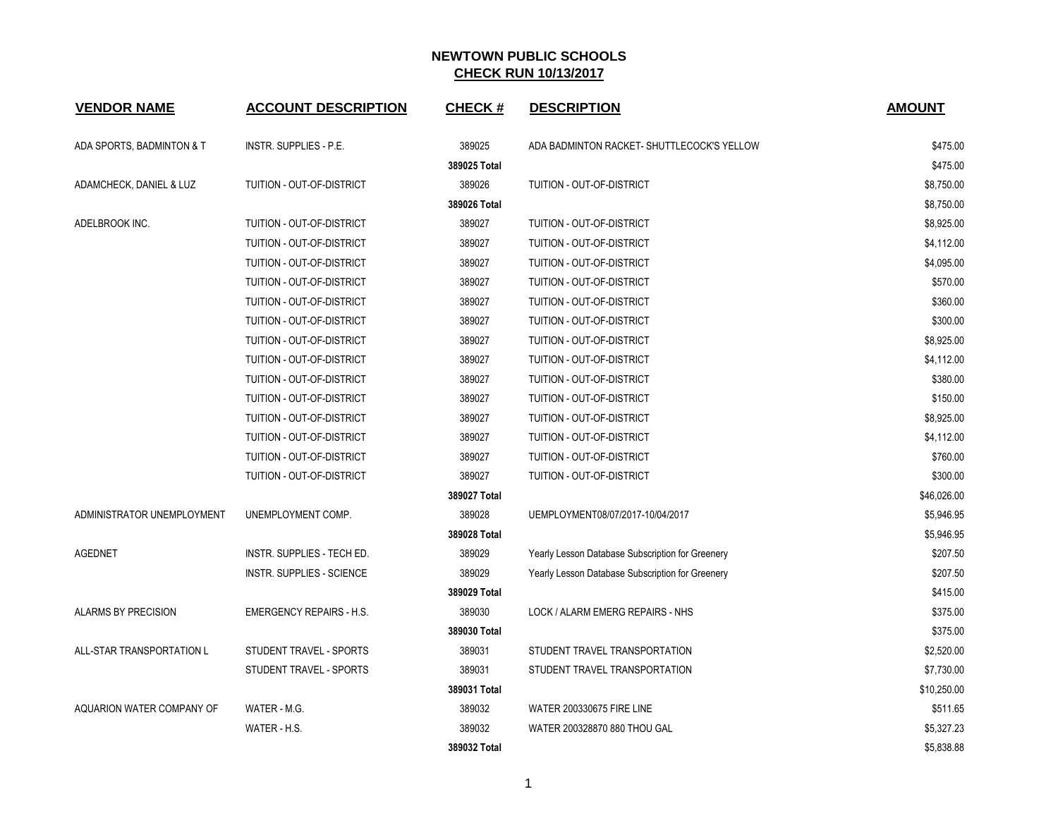# NEWTOWN PUBLIC SCHOOLS

## CHECK RUN 10/13/2017

| VENDOR NAME | ACCOUNT DESCRIPTION | CHECK # | DESCRIPTION | AMOUNT |
|---|---|---|---|---|
| ADA SPORTS, BADMINTON & T | INSTR. SUPPLIES - P.E. | 389025 | ADA BADMINTON RACKET- SHUTTLECOCK'S YELLOW | $475.00 |
| | | **389025 Total** | | $475.00 |
| ADAMCHECK, DANIEL & LUZ | TUITION - OUT-OF-DISTRICT | 389026 | TUITION - OUT-OF-DISTRICT | $8,750.00 |
| | | **389026 Total** | | $8,750.00 |
| ADELBROOK INC. | TUITION - OUT-OF-DISTRICT | 389027 | TUITION - OUT-OF-DISTRICT | $8,925.00 |
| | TUITION - OUT-OF-DISTRICT | 389027 | TUITION - OUT-OF-DISTRICT | $4,112.00 |
| | TUITION - OUT-OF-DISTRICT | 389027 | TUITION - OUT-OF-DISTRICT | $4,095.00 |
| | TUITION - OUT-OF-DISTRICT | 389027 | TUITION - OUT-OF-DISTRICT | $570.00 |
| | TUITION - OUT-OF-DISTRICT | 389027 | TUITION - OUT-OF-DISTRICT | $360.00 |
| | TUITION - OUT-OF-DISTRICT | 389027 | TUITION - OUT-OF-DISTRICT | $300.00 |
| | TUITION - OUT-OF-DISTRICT | 389027 | TUITION - OUT-OF-DISTRICT | $8,925.00 |
| | TUITION - OUT-OF-DISTRICT | 389027 | TUITION - OUT-OF-DISTRICT | $4,112.00 |
| | TUITION - OUT-OF-DISTRICT | 389027 | TUITION - OUT-OF-DISTRICT | $380.00 |
| | TUITION - OUT-OF-DISTRICT | 389027 | TUITION - OUT-OF-DISTRICT | $150.00 |
| | TUITION - OUT-OF-DISTRICT | 389027 | TUITION - OUT-OF-DISTRICT | $8,925.00 |
| | TUITION - OUT-OF-DISTRICT | 389027 | TUITION - OUT-OF-DISTRICT | $4,112.00 |
| | TUITION - OUT-OF-DISTRICT | 389027 | TUITION - OUT-OF-DISTRICT | $760.00 |
| | TUITION - OUT-OF-DISTRICT | 389027 | TUITION - OUT-OF-DISTRICT | $300.00 |
| | | **389027 Total** | | $46,026.00 |
| ADMINISTRATOR UNEMPLOYMENT | UNEMPLOYMENT COMP. | 389028 | UEMPLOYMENT08/07/2017-10/04/2017 | $5,946.95 |
| | | **389028 Total** | | $5,946.95 |
| AGEDNET | INSTR. SUPPLIES - TECH ED. | 389029 | Yearly Lesson Database Subscription for Greenery | $207.50 |
| | INSTR. SUPPLIES - SCIENCE | 389029 | Yearly Lesson Database Subscription for Greenery | $207.50 |
| | | **389029 Total** | | $415.00 |
| ALARMS BY PRECISION | EMERGENCY REPAIRS - H.S. | 389030 | LOCK / ALARM EMERG REPAIRS - NHS | $375.00 |
| | | **389030 Total** | | $375.00 |
| ALL-STAR TRANSPORTATION L | STUDENT TRAVEL - SPORTS | 389031 | STUDENT TRAVEL TRANSPORTATION | $2,520.00 |
| | STUDENT TRAVEL - SPORTS | 389031 | STUDENT TRAVEL TRANSPORTATION | $7,730.00 |
| | | **389031 Total** | | $10,250.00 |
| AQUARION WATER COMPANY OF | WATER - M.G. | 389032 | WATER 200330675 FIRE LINE | $511.65 |
| | WATER - H.S. | 389032 | WATER 200328870 880 THOU GAL | $5,327.23 |
| | | **389032 Total** | | $5,838.88 |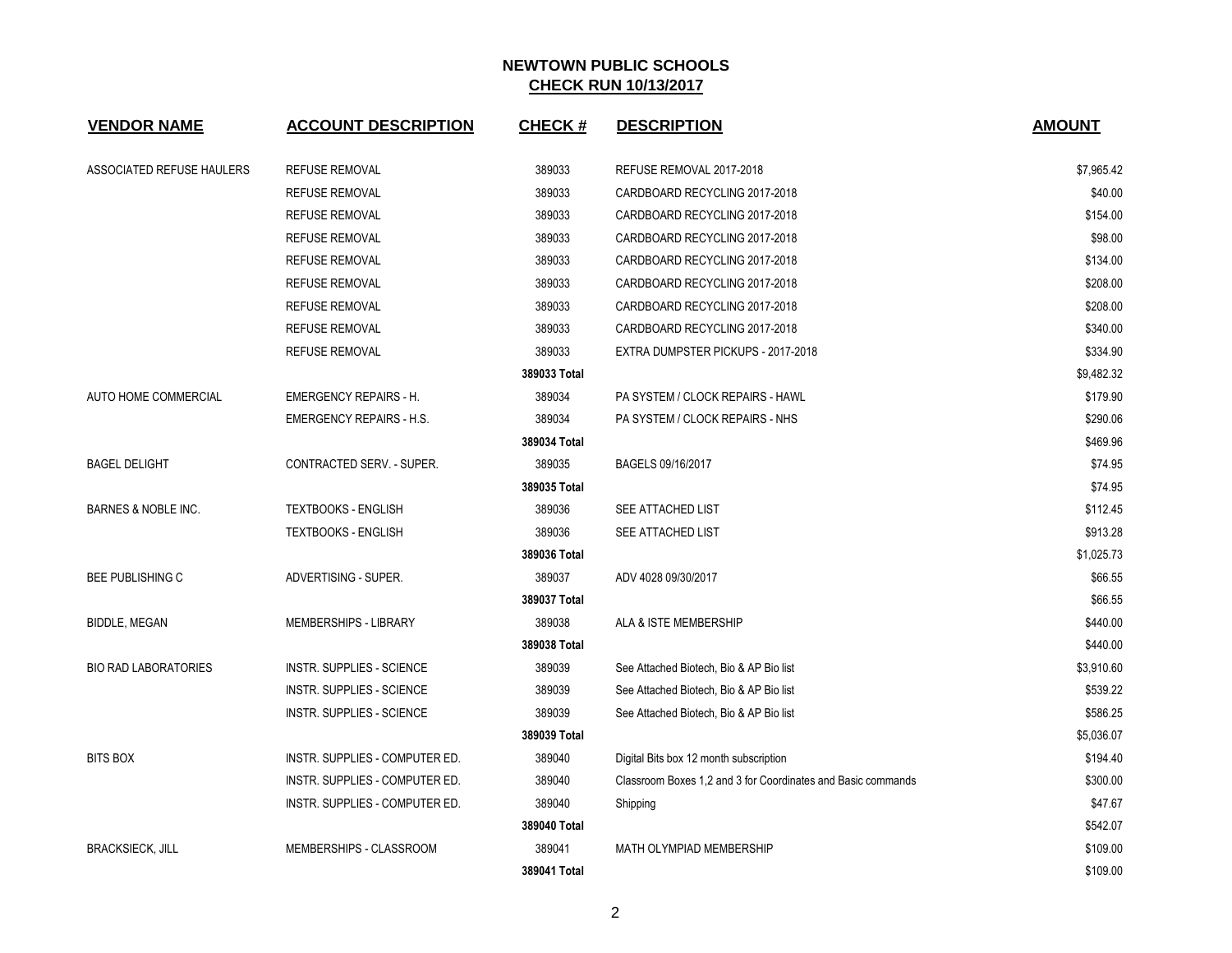# NEWTOWN PUBLIC SCHOOLS

## CHECK RUN 10/13/2017

| VENDOR NAME | ACCOUNT DESCRIPTION | CHECK # | DESCRIPTION | AMOUNT |
|---|---|---|---|---|
| ASSOCIATED REFUSE HAULERS | REFUSE REMOVAL | 389033 | REFUSE REMOVAL 2017-2018 | $7,965.42 |
| | REFUSE REMOVAL | 389033 | CARDBOARD RECYCLING 2017-2018 | $40.00 |
| | REFUSE REMOVAL | 389033 | CARDBOARD RECYCLING 2017-2018 | $154.00 |
| | REFUSE REMOVAL | 389033 | CARDBOARD RECYCLING 2017-2018 | $98.00 |
| | REFUSE REMOVAL | 389033 | CARDBOARD RECYCLING 2017-2018 | $134.00 |
| | REFUSE REMOVAL | 389033 | CARDBOARD RECYCLING 2017-2018 | $208.00 |
| | REFUSE REMOVAL | 389033 | CARDBOARD RECYCLING 2017-2018 | $208.00 |
| | REFUSE REMOVAL | 389033 | CARDBOARD RECYCLING 2017-2018 | $340.00 |
| | REFUSE REMOVAL | 389033 | EXTRA DUMPSTER PICKUPS - 2017-2018 | $334.90 |
| | | **389033 Total** | | $9,482.32 |
| AUTO HOME COMMERCIAL | EMERGENCY REPAIRS - H. | 389034 | PA SYSTEM / CLOCK REPAIRS - HAWL | $179.90 |
| | EMERGENCY REPAIRS - H.S. | 389034 | PA SYSTEM / CLOCK REPAIRS - NHS | $290.06 |
| | | **389034 Total** | | $469.96 |
| BAGEL DELIGHT | CONTRACTED SERV. - SUPER. | 389035 | BAGELS 09/16/2017 | $74.95 |
| | | **389035 Total** | | $74.95 |
| BARNES & NOBLE INC. | TEXTBOOKS - ENGLISH | 389036 | SEE ATTACHED LIST | $112.45 |
| | TEXTBOOKS - ENGLISH | 389036 | SEE ATTACHED LIST | $913.28 |
| | | **389036 Total** | | $1,025.73 |
| BEE PUBLISHING C | ADVERTISING - SUPER. | 389037 | ADV 4028 09/30/2017 | $66.55 |
| | | **389037 Total** | | $66.55 |
| BIDDLE, MEGAN | MEMBERSHIPS - LIBRARY | 389038 | ALA & ISTE MEMBERSHIP | $440.00 |
| | | **389038 Total** | | $440.00 |
| BIO RAD LABORATORIES | INSTR. SUPPLIES - SCIENCE | 389039 | See Attached Biotech, Bio & AP Bio list | $3,910.60 |
| | INSTR. SUPPLIES - SCIENCE | 389039 | See Attached Biotech, Bio & AP Bio list | $539.22 |
| | INSTR. SUPPLIES - SCIENCE | 389039 | See Attached Biotech, Bio & AP Bio list | $586.25 |
| | | **389039 Total** | | $5,036.07 |
| BITS BOX | INSTR. SUPPLIES - COMPUTER ED. | 389040 | Digital Bits box 12 month subscription | $194.40 |
| | INSTR. SUPPLIES - COMPUTER ED. | 389040 | Classroom Boxes 1,2 and 3 for Coordinates and Basic commands | $300.00 |
| | INSTR. SUPPLIES - COMPUTER ED. | 389040 | Shipping | $47.67 |
| | | **389040 Total** | | $542.07 |
| BRACKSIECK, JILL | MEMBERSHIPS - CLASSROOM | 389041 | MATH OLYMPIAD MEMBERSHIP | $109.00 |
| | | **389041 Total** | | $109.00 |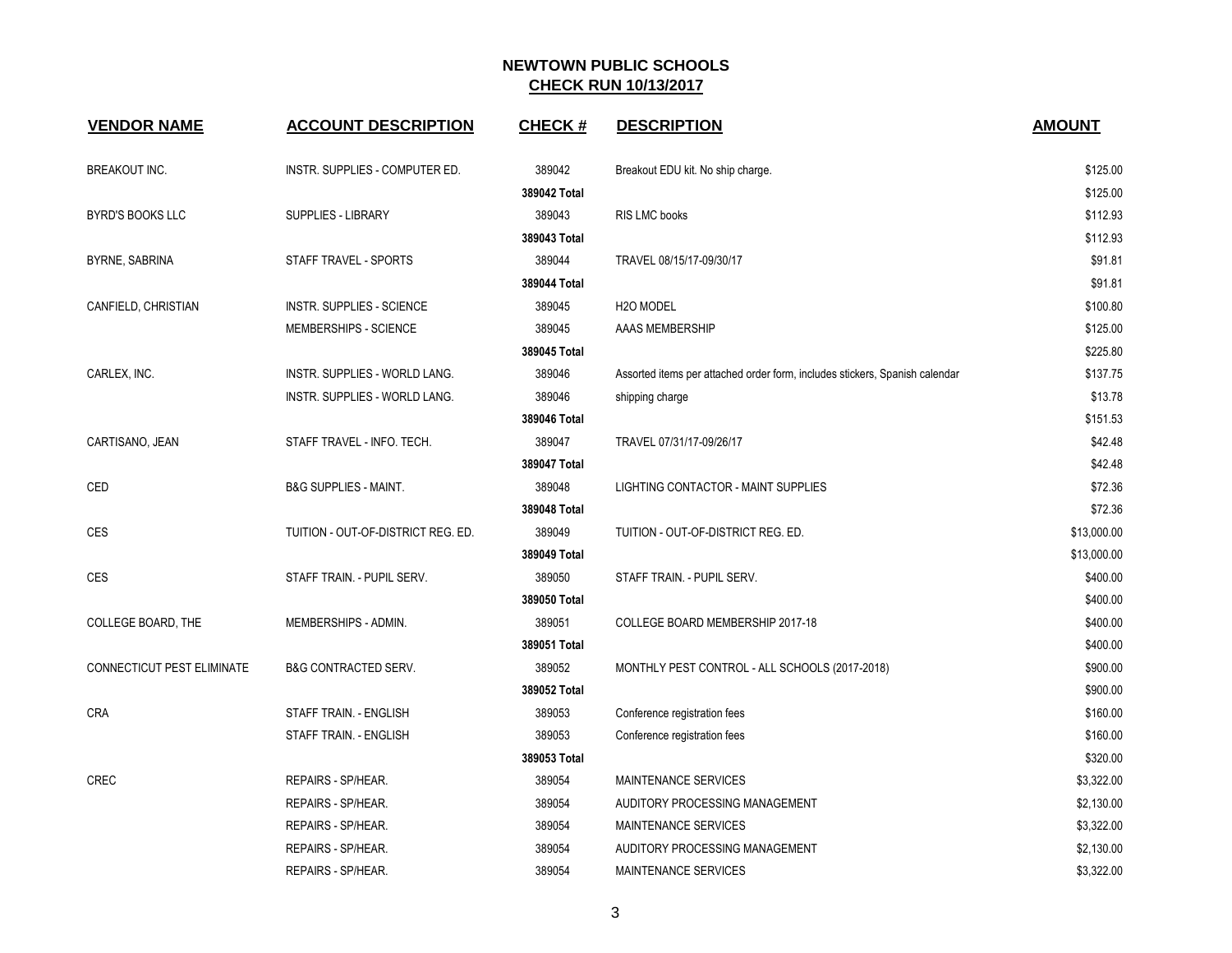## NEWTOWN PUBLIC SCHOOLS
## CHECK RUN 10/13/2017

| VENDOR NAME | ACCOUNT DESCRIPTION | CHECK # | DESCRIPTION | AMOUNT |
|---|---|---|---|---|
| BREAKOUT INC. | INSTR. SUPPLIES - COMPUTER ED. | 389042 | Breakout EDU kit. No ship charge. | $125.00 |
| | | **389042 Total** | | $125.00 |
| BYRD'S BOOKS LLC | SUPPLIES - LIBRARY | 389043 | RIS LMC books | $112.93 |
| | | **389043 Total** | | $112.93 |
| BYRNE, SABRINA | STAFF TRAVEL - SPORTS | 389044 | TRAVEL 08/15/17-09/30/17 | $91.81 |
| | | **389044 Total** | | $91.81 |
| CANFIELD, CHRISTIAN | INSTR. SUPPLIES - SCIENCE | 389045 | H2O MODEL | $100.80 |
| | MEMBERSHIPS - SCIENCE | 389045 | AAAS MEMBERSHIP | $125.00 |
| | | **389045 Total** | | $225.80 |
| CARLEX, INC. | INSTR. SUPPLIES - WORLD LANG. | 389046 | Assorted items per attached order form, includes stickers, Spanish calendar | $137.75 |
| | INSTR. SUPPLIES - WORLD LANG. | 389046 | shipping charge | $13.78 |
| | | **389046 Total** | | $151.53 |
| CARTISANO, JEAN | STAFF TRAVEL - INFO. TECH. | 389047 | TRAVEL 07/31/17-09/26/17 | $42.48 |
| | | **389047 Total** | | $42.48 |
| CED | B&G SUPPLIES - MAINT. | 389048 | LIGHTING CONTACTOR - MAINT SUPPLIES | $72.36 |
| | | **389048 Total** | | $72.36 |
| CES | TUITION - OUT-OF-DISTRICT REG. ED. | 389049 | TUITION - OUT-OF-DISTRICT REG. ED. | $13,000.00 |
| | | **389049 Total** | | $13,000.00 |
| CES | STAFF TRAIN. - PUPIL SERV. | 389050 | STAFF TRAIN. - PUPIL SERV. | $400.00 |
| | | **389050 Total** | | $400.00 |
| COLLEGE BOARD, THE | MEMBERSHIPS - ADMIN. | 389051 | COLLEGE BOARD MEMBERSHIP 2017-18 | $400.00 |
| | | **389051 Total** | | $400.00 |
| CONNECTICUT PEST ELIMINATE | B&G CONTRACTED SERV. | 389052 | MONTHLY PEST CONTROL - ALL SCHOOLS (2017-2018) | $900.00 |
| | | **389052 Total** | | $900.00 |
| CRA | STAFF TRAIN. - ENGLISH | 389053 | Conference registration fees | $160.00 |
| | STAFF TRAIN. - ENGLISH | 389053 | Conference registration fees | $160.00 |
| | | **389053 Total** | | $320.00 |
| CREC | REPAIRS - SP/HEAR. | 389054 | MAINTENANCE SERVICES | $3,322.00 |
| | REPAIRS - SP/HEAR. | 389054 | AUDITORY PROCESSING MANAGEMENT | $2,130.00 |
| | REPAIRS - SP/HEAR. | 389054 | MAINTENANCE SERVICES | $3,322.00 |
| | REPAIRS - SP/HEAR. | 389054 | AUDITORY PROCESSING MANAGEMENT | $2,130.00 |
| | REPAIRS - SP/HEAR. | 389054 | MAINTENANCE SERVICES | $3,322.00 |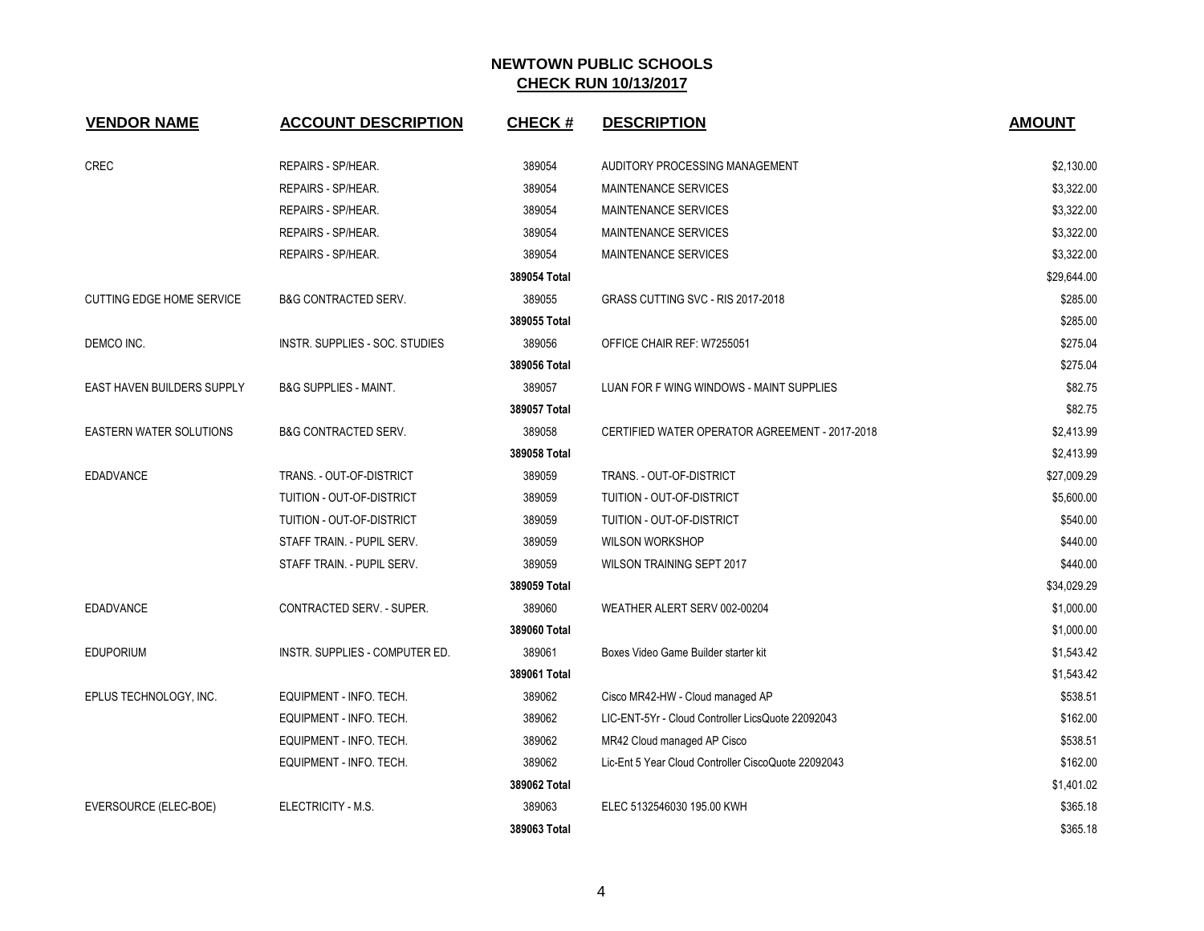# NEWTOWN PUBLIC SCHOOLS

## CHECK RUN 10/13/2017

| VENDOR NAME | ACCOUNT DESCRIPTION | CHECK # | DESCRIPTION | AMOUNT |
|---|---|---|---|---|
| CREC | REPAIRS - SP/HEAR. | 389054 | AUDITORY PROCESSING MANAGEMENT | $2,130.00 |
| | REPAIRS - SP/HEAR. | 389054 | MAINTENANCE SERVICES | $3,322.00 |
| | REPAIRS - SP/HEAR. | 389054 | MAINTENANCE SERVICES | $3,322.00 |
| | REPAIRS - SP/HEAR. | 389054 | MAINTENANCE SERVICES | $3,322.00 |
| | REPAIRS - SP/HEAR. | 389054 | MAINTENANCE SERVICES | $3,322.00 |
| | | **389054 Total** | | $29,644.00 |
| CUTTING EDGE HOME SERVICE | B&G CONTRACTED SERV. | 389055 | GRASS CUTTING SVC - RIS 2017-2018 | $285.00 |
| | | **389055 Total** | | $285.00 |
| DEMCO INC. | INSTR. SUPPLIES - SOC. STUDIES | 389056 | OFFICE CHAIR REF: W7255051 | $275.04 |
| | | **389056 Total** | | $275.04 |
| EAST HAVEN BUILDERS SUPPLY | B&G SUPPLIES - MAINT. | 389057 | LUAN FOR F WING WINDOWS - MAINT SUPPLIES | $82.75 |
| | | **389057 Total** | | $82.75 |
| EASTERN WATER SOLUTIONS | B&G CONTRACTED SERV. | 389058 | CERTIFIED WATER OPERATOR AGREEMENT - 2017-2018 | $2,413.99 |
| | | **389058 Total** | | $2,413.99 |
| EDADVANCE | TRANS. - OUT-OF-DISTRICT | 389059 | TRANS. - OUT-OF-DISTRICT | $27,009.29 |
| | TUITION - OUT-OF-DISTRICT | 389059 | TUITION - OUT-OF-DISTRICT | $5,600.00 |
| | TUITION - OUT-OF-DISTRICT | 389059 | TUITION - OUT-OF-DISTRICT | $540.00 |
| | STAFF TRAIN. - PUPIL SERV. | 389059 | WILSON WORKSHOP | $440.00 |
| | STAFF TRAIN. - PUPIL SERV. | 389059 | WILSON TRAINING SEPT 2017 | $440.00 |
| | | **389059 Total** | | $34,029.29 |
| EDADVANCE | CONTRACTED SERV. - SUPER. | 389060 | WEATHER ALERT SERV 002-00204 | $1,000.00 |
| | | **389060 Total** | | $1,000.00 |
| EDUPORIUM | INSTR. SUPPLIES - COMPUTER ED. | 389061 | Boxes Video Game Builder starter kit | $1,543.42 |
| | | **389061 Total** | | $1,543.42 |
| EPLUS TECHNOLOGY, INC. | EQUIPMENT - INFO. TECH. | 389062 | Cisco MR42-HW - Cloud managed AP | $538.51 |
| | EQUIPMENT - INFO. TECH. | 389062 | LIC-ENT-5Yr - Cloud Controller LicsQuote 22092043 | $162.00 |
| | EQUIPMENT - INFO. TECH. | 389062 | MR42 Cloud managed AP Cisco | $538.51 |
| | EQUIPMENT - INFO. TECH. | 389062 | Lic-Ent 5 Year Cloud Controller CiscoQuote 22092043 | $162.00 |
| | | **389062 Total** | | $1,401.02 |
| EVERSOURCE (ELEC-BOE) | ELECTRICITY - M.S. | 389063 | ELEC 5132546030 195.00 KWH | $365.18 |
| | | **389063 Total** | | $365.18 |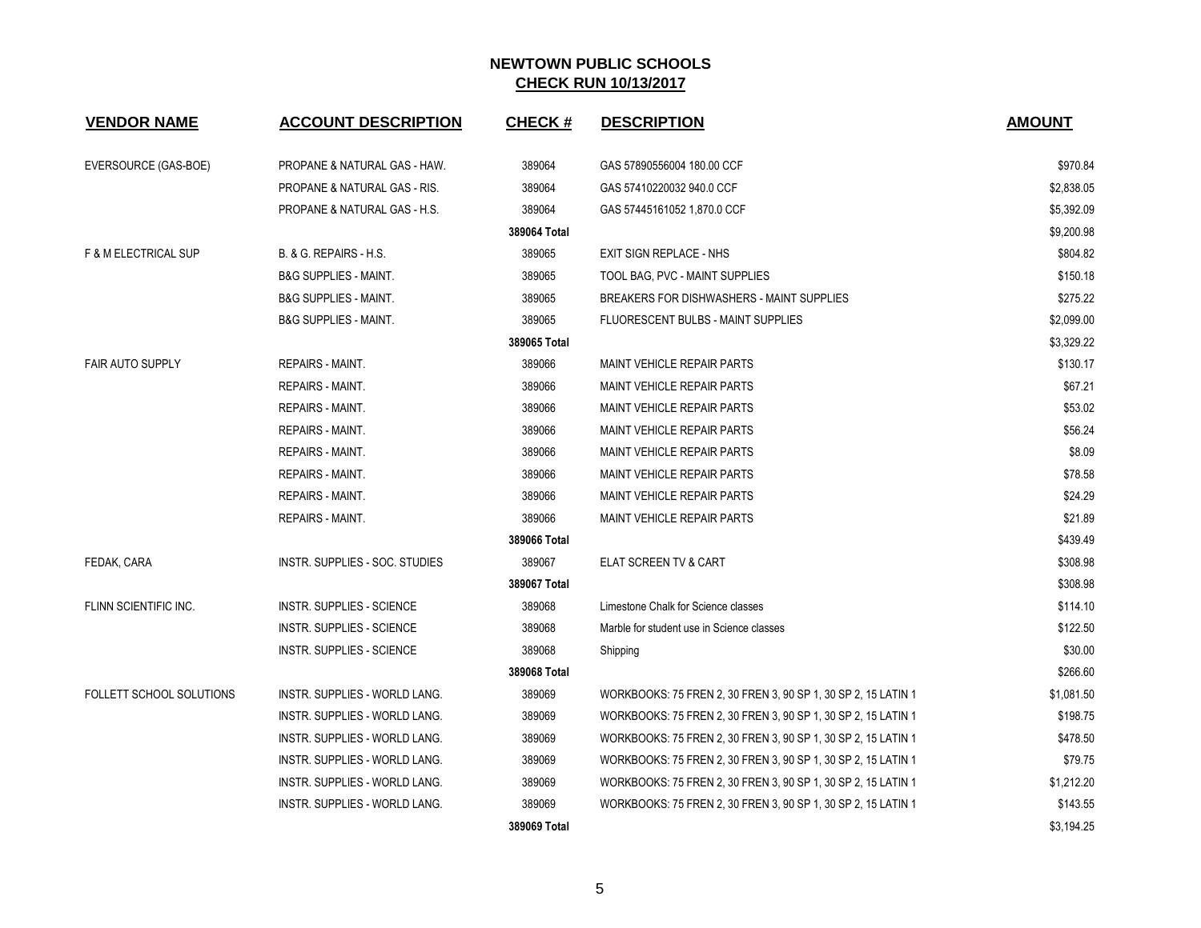# NEWTOWN PUBLIC SCHOOLS

## CHECK RUN 10/13/2017

| VENDOR NAME | ACCOUNT DESCRIPTION | CHECK # | DESCRIPTION | AMOUNT |
|---|---|---|---|---|
| EVERSOURCE (GAS-BOE) | PROPANE & NATURAL GAS - HAW. | 389064 | GAS 57890556004 180.00 CCF | $970.84 |
| | PROPANE & NATURAL GAS - RIS. | 389064 | GAS 57410220032 940.0 CCF | $2,838.05 |
| | PROPANE & NATURAL GAS - H.S. | 389064 | GAS 57445161052 1,870.0 CCF | $5,392.09 |
| | | **389064 Total** | | $9,200.98 |
| F & M ELECTRICAL SUP | B. & G. REPAIRS - H.S. | 389065 | EXIT SIGN REPLACE - NHS | $804.82 |
| | B&G SUPPLIES - MAINT. | 389065 | TOOL BAG, PVC - MAINT SUPPLIES | $150.18 |
| | B&G SUPPLIES - MAINT. | 389065 | BREAKERS FOR DISHWASHERS - MAINT SUPPLIES | $275.22 |
| | B&G SUPPLIES - MAINT. | 389065 | FLUORESCENT BULBS - MAINT SUPPLIES | $2,099.00 |
| | | **389065 Total** | | $3,329.22 |
| FAIR AUTO SUPPLY | REPAIRS - MAINT. | 389066 | MAINT VEHICLE REPAIR PARTS | $130.17 |
| | REPAIRS - MAINT. | 389066 | MAINT VEHICLE REPAIR PARTS | $67.21 |
| | REPAIRS - MAINT. | 389066 | MAINT VEHICLE REPAIR PARTS | $53.02 |
| | REPAIRS - MAINT. | 389066 | MAINT VEHICLE REPAIR PARTS | $56.24 |
| | REPAIRS - MAINT. | 389066 | MAINT VEHICLE REPAIR PARTS | $8.09 |
| | REPAIRS - MAINT. | 389066 | MAINT VEHICLE REPAIR PARTS | $78.58 |
| | REPAIRS - MAINT. | 389066 | MAINT VEHICLE REPAIR PARTS | $24.29 |
| | REPAIRS - MAINT. | 389066 | MAINT VEHICLE REPAIR PARTS | $21.89 |
| | | **389066 Total** | | $439.49 |
| FEDAK, CARA | INSTR. SUPPLIES - SOC. STUDIES | 389067 | ELAT SCREEN TV & CART | $308.98 |
| | | **389067 Total** | | $308.98 |
| FLINN SCIENTIFIC INC. | INSTR. SUPPLIES - SCIENCE | 389068 | Limestone Chalk for Science classes | $114.10 |
| | INSTR. SUPPLIES - SCIENCE | 389068 | Marble for student use in Science classes | $122.50 |
| | INSTR. SUPPLIES - SCIENCE | 389068 | Shipping | $30.00 |
| | | **389068 Total** | | $266.60 |
| FOLLETT SCHOOL SOLUTIONS | INSTR. SUPPLIES - WORLD LANG. | 389069 | WORKBOOKS: 75 FREN 2, 30 FREN 3, 90 SP 1, 30 SP 2, 15 LATIN 1 | $1,081.50 |
| | INSTR. SUPPLIES - WORLD LANG. | 389069 | WORKBOOKS: 75 FREN 2, 30 FREN 3, 90 SP 1, 30 SP 2, 15 LATIN 1 | $198.75 |
| | INSTR. SUPPLIES - WORLD LANG. | 389069 | WORKBOOKS: 75 FREN 2, 30 FREN 3, 90 SP 1, 30 SP 2, 15 LATIN 1 | $478.50 |
| | INSTR. SUPPLIES - WORLD LANG. | 389069 | WORKBOOKS: 75 FREN 2, 30 FREN 3, 90 SP 1, 30 SP 2, 15 LATIN 1 | $79.75 |
| | INSTR. SUPPLIES - WORLD LANG. | 389069 | WORKBOOKS: 75 FREN 2, 30 FREN 3, 90 SP 1, 30 SP 2, 15 LATIN 1 | $1,212.20 |
| | INSTR. SUPPLIES - WORLD LANG. | 389069 | WORKBOOKS: 75 FREN 2, 30 FREN 3, 90 SP 1, 30 SP 2, 15 LATIN 1 | $143.55 |
| | | **389069 Total** | | $3,194.25 |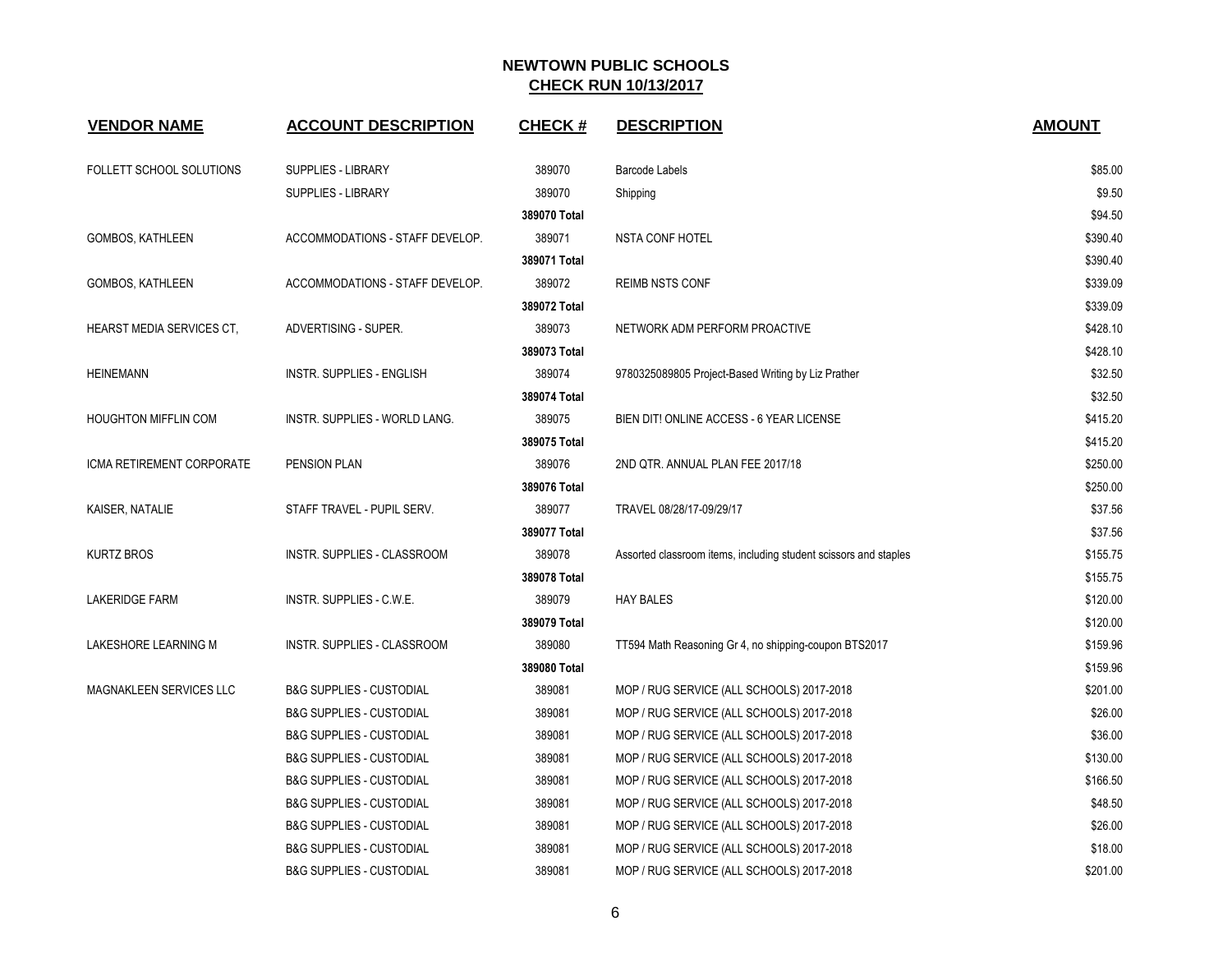# NEWTOWN PUBLIC SCHOOLS

## CHECK RUN 10/13/2017

| VENDOR NAME | ACCOUNT DESCRIPTION | CHECK # | DESCRIPTION | AMOUNT |
|---|---|---|---|---|
| FOLLETT SCHOOL SOLUTIONS | SUPPLIES - LIBRARY | 389070 | Barcode Labels | $85.00 |
| | SUPPLIES - LIBRARY | 389070 | Shipping | $9.50 |
| | | **389070 Total** | | $94.50 |
| GOMBOS, KATHLEEN | ACCOMMODATIONS - STAFF DEVELOP. | 389071 | NSTA CONF HOTEL | $390.40 |
| | | **389071 Total** | | $390.40 |
| GOMBOS, KATHLEEN | ACCOMMODATIONS - STAFF DEVELOP. | 389072 | REIMB NSTS CONF | $339.09 |
| | | **389072 Total** | | $339.09 |
| HEARST MEDIA SERVICES CT, | ADVERTISING - SUPER. | 389073 | NETWORK ADM PERFORM PROACTIVE | $428.10 |
| | | **389073 Total** | | $428.10 |
| HEINEMANN | INSTR. SUPPLIES - ENGLISH | 389074 | 9780325089805 Project-Based Writing by Liz Prather | $32.50 |
| | | **389074 Total** | | $32.50 |
| HOUGHTON MIFFLIN COM | INSTR. SUPPLIES - WORLD LANG. | 389075 | BIEN DIT! ONLINE ACCESS - 6 YEAR LICENSE | $415.20 |
| | | **389075 Total** | | $415.20 |
| ICMA RETIREMENT CORPORATE | PENSION PLAN | 389076 | 2ND QTR. ANNUAL PLAN FEE 2017/18 | $250.00 |
| | | **389076 Total** | | $250.00 |
| KAISER, NATALIE | STAFF TRAVEL - PUPIL SERV. | 389077 | TRAVEL 08/28/17-09/29/17 | $37.56 |
| | | **389077 Total** | | $37.56 |
| KURTZ BROS | INSTR. SUPPLIES - CLASSROOM | 389078 | Assorted classroom items, including student scissors and staples | $155.75 |
| | | **389078 Total** | | $155.75 |
| LAKERIDGE FARM | INSTR. SUPPLIES - C.W.E. | 389079 | HAY BALES | $120.00 |
| | | **389079 Total** | | $120.00 |
| LAKESHORE LEARNING M | INSTR. SUPPLIES - CLASSROOM | 389080 | TT594 Math Reasoning Gr 4, no shipping-coupon BTS2017 | $159.96 |
| | | **389080 Total** | | $159.96 |
| MAGNAKLEEN SERVICES LLC | B&G SUPPLIES - CUSTODIAL | 389081 | MOP / RUG SERVICE (ALL SCHOOLS) 2017-2018 | $201.00 |
| | B&G SUPPLIES - CUSTODIAL | 389081 | MOP / RUG SERVICE (ALL SCHOOLS) 2017-2018 | $26.00 |
| | B&G SUPPLIES - CUSTODIAL | 389081 | MOP / RUG SERVICE (ALL SCHOOLS) 2017-2018 | $36.00 |
| | B&G SUPPLIES - CUSTODIAL | 389081 | MOP / RUG SERVICE (ALL SCHOOLS) 2017-2018 | $130.00 |
| | B&G SUPPLIES - CUSTODIAL | 389081 | MOP / RUG SERVICE (ALL SCHOOLS) 2017-2018 | $166.50 |
| | B&G SUPPLIES - CUSTODIAL | 389081 | MOP / RUG SERVICE (ALL SCHOOLS) 2017-2018 | $48.50 |
| | B&G SUPPLIES - CUSTODIAL | 389081 | MOP / RUG SERVICE (ALL SCHOOLS) 2017-2018 | $26.00 |
| | B&G SUPPLIES - CUSTODIAL | 389081 | MOP / RUG SERVICE (ALL SCHOOLS) 2017-2018 | $18.00 |
| | B&G SUPPLIES - CUSTODIAL | 389081 | MOP / RUG SERVICE (ALL SCHOOLS) 2017-2018 | $201.00 |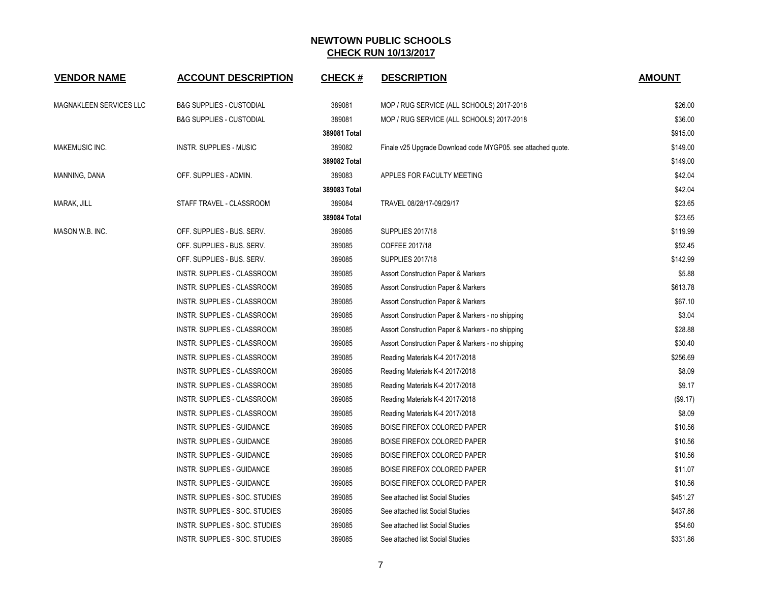# NEWTOWN PUBLIC SCHOOLS

## CHECK RUN 10/13/2017

| VENDOR NAME | ACCOUNT DESCRIPTION | CHECK # | DESCRIPTION | AMOUNT |
|---|---|---|---|---|
| MAGNAKLEEN SERVICES LLC | B&G SUPPLIES - CUSTODIAL | 389081 | MOP / RUG SERVICE (ALL SCHOOLS) 2017-2018 | $26.00 |
| | B&G SUPPLIES - CUSTODIAL | 389081 | MOP / RUG SERVICE (ALL SCHOOLS) 2017-2018 | $36.00 |
| | | **389081 Total** | | $915.00 |
| MAKEMUSIC INC. | INSTR. SUPPLIES - MUSIC | 389082 | Finale v25 Upgrade Download code MYGP05. see attached quote. | $149.00 |
| | | **389082 Total** | | $149.00 |
| MANNING, DANA | OFF. SUPPLIES - ADMIN. | 389083 | APPLES FOR FACULTY MEETING | $42.04 |
| | | **389083 Total** | | $42.04 |
| MARAK, JILL | STAFF TRAVEL - CLASSROOM | 389084 | TRAVEL 08/28/17-09/29/17 | $23.65 |
| | | **389084 Total** | | $23.65 |
| MASON W.B. INC. | OFF. SUPPLIES - BUS. SERV. | 389085 | SUPPLIES 2017/18 | $119.99 |
| | OFF. SUPPLIES - BUS. SERV. | 389085 | COFFEE 2017/18 | $52.45 |
| | OFF. SUPPLIES - BUS. SERV. | 389085 | SUPPLIES 2017/18 | $142.99 |
| | INSTR. SUPPLIES - CLASSROOM | 389085 | Assort Construction Paper & Markers | $5.88 |
| | INSTR. SUPPLIES - CLASSROOM | 389085 | Assort Construction Paper & Markers | $613.78 |
| | INSTR. SUPPLIES - CLASSROOM | 389085 | Assort Construction Paper & Markers | $67.10 |
| | INSTR. SUPPLIES - CLASSROOM | 389085 | Assort Construction Paper & Markers - no shipping | $3.04 |
| | INSTR. SUPPLIES - CLASSROOM | 389085 | Assort Construction Paper & Markers - no shipping | $28.88 |
| | INSTR. SUPPLIES - CLASSROOM | 389085 | Assort Construction Paper & Markers - no shipping | $30.40 |
| | INSTR. SUPPLIES - CLASSROOM | 389085 | Reading Materials K-4 2017/2018 | $256.69 |
| | INSTR. SUPPLIES - CLASSROOM | 389085 | Reading Materials K-4 2017/2018 | $8.09 |
| | INSTR. SUPPLIES - CLASSROOM | 389085 | Reading Materials K-4 2017/2018 | $9.17 |
| | INSTR. SUPPLIES - CLASSROOM | 389085 | Reading Materials K-4 2017/2018 | ($9.17) |
| | INSTR. SUPPLIES - CLASSROOM | 389085 | Reading Materials K-4 2017/2018 | $8.09 |
| | INSTR. SUPPLIES - GUIDANCE | 389085 | BOISE FIREFOX COLORED PAPER | $10.56 |
| | INSTR. SUPPLIES - GUIDANCE | 389085 | BOISE FIREFOX COLORED PAPER | $10.56 |
| | INSTR. SUPPLIES - GUIDANCE | 389085 | BOISE FIREFOX COLORED PAPER | $10.56 |
| | INSTR. SUPPLIES - GUIDANCE | 389085 | BOISE FIREFOX COLORED PAPER | $11.07 |
| | INSTR. SUPPLIES - GUIDANCE | 389085 | BOISE FIREFOX COLORED PAPER | $10.56 |
| | INSTR. SUPPLIES - SOC. STUDIES | 389085 | See attached list Social Studies | $451.27 |
| | INSTR. SUPPLIES - SOC. STUDIES | 389085 | See attached list Social Studies | $437.86 |
| | INSTR. SUPPLIES - SOC. STUDIES | 389085 | See attached list Social Studies | $54.60 |
| | INSTR. SUPPLIES - SOC. STUDIES | 389085 | See attached list Social Studies | $331.86 |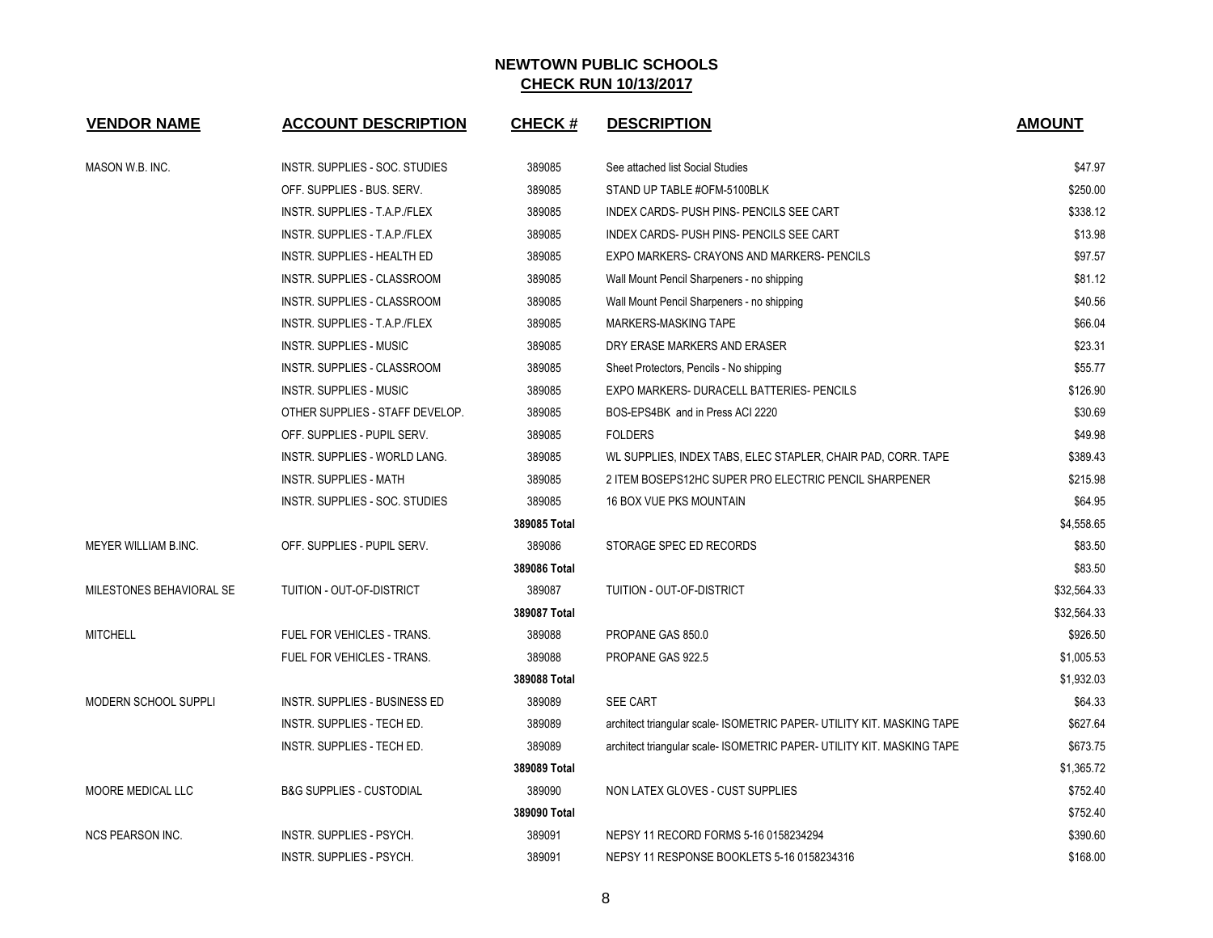# NEWTOWN PUBLIC SCHOOLS

## CHECK RUN 10/13/2017

| VENDOR NAME | ACCOUNT DESCRIPTION | CHECK # | DESCRIPTION | AMOUNT |
|---|---|---|---|---|
| MASON W.B. INC. | INSTR. SUPPLIES - SOC. STUDIES | 389085 | See attached list Social Studies | $47.97 |
| | OFF. SUPPLIES - BUS. SERV. | 389085 | STAND UP TABLE #OFM-5100BLK | $250.00 |
| | INSTR. SUPPLIES - T.A.P./FLEX | 389085 | INDEX CARDS- PUSH PINS- PENCILS SEE CART | $338.12 |
| | INSTR. SUPPLIES - T.A.P./FLEX | 389085 | INDEX CARDS- PUSH PINS- PENCILS SEE CART | $13.98 |
| | INSTR. SUPPLIES - HEALTH ED | 389085 | EXPO MARKERS- CRAYONS AND MARKERS- PENCILS | $97.57 |
| | INSTR. SUPPLIES - CLASSROOM | 389085 | Wall Mount Pencil Sharpeners - no shipping | $81.12 |
| | INSTR. SUPPLIES - CLASSROOM | 389085 | Wall Mount Pencil Sharpeners - no shipping | $40.56 |
| | INSTR. SUPPLIES - T.A.P./FLEX | 389085 | MARKERS-MASKING TAPE | $66.04 |
| | INSTR. SUPPLIES - MUSIC | 389085 | DRY ERASE MARKERS AND ERASER | $23.31 |
| | INSTR. SUPPLIES - CLASSROOM | 389085 | Sheet Protectors, Pencils - No shipping | $55.77 |
| | INSTR. SUPPLIES - MUSIC | 389085 | EXPO MARKERS- DURACELL BATTERIES- PENCILS | $126.90 |
| | OTHER SUPPLIES - STAFF DEVELOP. | 389085 | BOS-EPS4BK and in Press ACI 2220 | $30.69 |
| | OFF. SUPPLIES - PUPIL SERV. | 389085 | FOLDERS | $49.98 |
| | INSTR. SUPPLIES - WORLD LANG. | 389085 | WL SUPPLIES, INDEX TABS, ELEC STAPLER, CHAIR PAD, CORR. TAPE | $389.43 |
| | INSTR. SUPPLIES - MATH | 389085 | 2 ITEM BOSEPS12HC SUPER PRO ELECTRIC PENCIL SHARPENER | $215.98 |
| | INSTR. SUPPLIES - SOC. STUDIES | 389085 | 16 BOX VUE PKS MOUNTAIN | $64.95 |
| | | **389085 Total** | | $4,558.65 |
| MEYER WILLIAM B.INC. | OFF. SUPPLIES - PUPIL SERV. | 389086 | STORAGE SPEC ED RECORDS | $83.50 |
| | | **389086 Total** | | $83.50 |
| MILESTONES BEHAVIORAL SE | TUITION - OUT-OF-DISTRICT | 389087 | TUITION - OUT-OF-DISTRICT | $32,564.33 |
| | | **389087 Total** | | $32,564.33 |
| MITCHELL | FUEL FOR VEHICLES - TRANS. | 389088 | PROPANE GAS 850.0 | $926.50 |
| | FUEL FOR VEHICLES - TRANS. | 389088 | PROPANE GAS 922.5 | $1,005.53 |
| | | **389088 Total** | | $1,932.03 |
| MODERN SCHOOL SUPPLI | INSTR. SUPPLIES - BUSINESS ED | 389089 | SEE CART | $64.33 |
| | INSTR. SUPPLIES - TECH ED. | 389089 | architect triangular scale- ISOMETRIC PAPER- UTILITY KIT. MASKING TAPE | $627.64 |
| | INSTR. SUPPLIES - TECH ED. | 389089 | architect triangular scale- ISOMETRIC PAPER- UTILITY KIT. MASKING TAPE | $673.75 |
| | | **389089 Total** | | $1,365.72 |
| MOORE MEDICAL LLC | B&G SUPPLIES - CUSTODIAL | 389090 | NON LATEX GLOVES - CUST SUPPLIES | $752.40 |
| | | **389090 Total** | | $752.40 |
| NCS PEARSON INC. | INSTR. SUPPLIES - PSYCH. | 389091 | NEPSY 11 RECORD FORMS 5-16 0158234294 | $390.60 |
| | INSTR. SUPPLIES - PSYCH. | 389091 | NEPSY 11 RESPONSE BOOKLETS 5-16 0158234316 | $168.00 |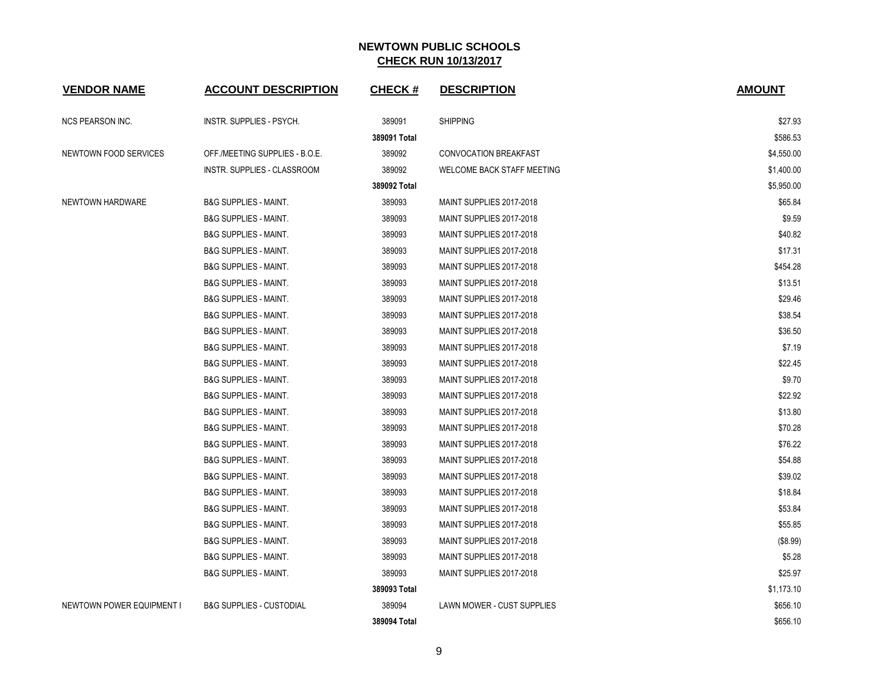# NEWTOWN PUBLIC SCHOOLS

## CHECK RUN 10/13/2017

| VENDOR NAME | ACCOUNT DESCRIPTION | CHECK # | DESCRIPTION | AMOUNT |
|---|---|---|---|---|
| NCS PEARSON INC. | INSTR. SUPPLIES - PSYCH. | 389091 | SHIPPING | $27.93 |
| | | 389091 Total | | $586.53 |
| NEWTOWN FOOD SERVICES | OFF./MEETING SUPPLIES - B.O.E. | 389092 | CONVOCATION BREAKFAST | $4,550.00 |
| | INSTR. SUPPLIES - CLASSROOM | 389092 | WELCOME BACK STAFF MEETING | $1,400.00 |
| | | 389092 Total | | $5,950.00 |
| NEWTOWN HARDWARE | B&G SUPPLIES - MAINT. | 389093 | MAINT SUPPLIES 2017-2018 | $65.84 |
| | B&G SUPPLIES - MAINT. | 389093 | MAINT SUPPLIES 2017-2018 | $9.59 |
| | B&G SUPPLIES - MAINT. | 389093 | MAINT SUPPLIES 2017-2018 | $40.82 |
| | B&G SUPPLIES - MAINT. | 389093 | MAINT SUPPLIES 2017-2018 | $17.31 |
| | B&G SUPPLIES - MAINT. | 389093 | MAINT SUPPLIES 2017-2018 | $454.28 |
| | B&G SUPPLIES - MAINT. | 389093 | MAINT SUPPLIES 2017-2018 | $13.51 |
| | B&G SUPPLIES - MAINT. | 389093 | MAINT SUPPLIES 2017-2018 | $29.46 |
| | B&G SUPPLIES - MAINT. | 389093 | MAINT SUPPLIES 2017-2018 | $38.54 |
| | B&G SUPPLIES - MAINT. | 389093 | MAINT SUPPLIES 2017-2018 | $36.50 |
| | B&G SUPPLIES - MAINT. | 389093 | MAINT SUPPLIES 2017-2018 | $7.19 |
| | B&G SUPPLIES - MAINT. | 389093 | MAINT SUPPLIES 2017-2018 | $22.45 |
| | B&G SUPPLIES - MAINT. | 389093 | MAINT SUPPLIES 2017-2018 | $9.70 |
| | B&G SUPPLIES - MAINT. | 389093 | MAINT SUPPLIES 2017-2018 | $22.92 |
| | B&G SUPPLIES - MAINT. | 389093 | MAINT SUPPLIES 2017-2018 | $13.80 |
| | B&G SUPPLIES - MAINT. | 389093 | MAINT SUPPLIES 2017-2018 | $70.28 |
| | B&G SUPPLIES - MAINT. | 389093 | MAINT SUPPLIES 2017-2018 | $76.22 |
| | B&G SUPPLIES - MAINT. | 389093 | MAINT SUPPLIES 2017-2018 | $54.88 |
| | B&G SUPPLIES - MAINT. | 389093 | MAINT SUPPLIES 2017-2018 | $39.02 |
| | B&G SUPPLIES - MAINT. | 389093 | MAINT SUPPLIES 2017-2018 | $18.84 |
| | B&G SUPPLIES - MAINT. | 389093 | MAINT SUPPLIES 2017-2018 | $53.84 |
| | B&G SUPPLIES - MAINT. | 389093 | MAINT SUPPLIES 2017-2018 | $55.85 |
| | B&G SUPPLIES - MAINT. | 389093 | MAINT SUPPLIES 2017-2018 | ($8.99) |
| | B&G SUPPLIES - MAINT. | 389093 | MAINT SUPPLIES 2017-2018 | $5.28 |
| | B&G SUPPLIES - MAINT. | 389093 | MAINT SUPPLIES 2017-2018 | $25.97 |
| | | 389093 Total | | $1,173.10 |
| NEWTOWN POWER EQUIPMENT I | B&G SUPPLIES - CUSTODIAL | 389094 | LAWN MOWER - CUST SUPPLIES | $656.10 |
| | | 389094 Total | | $656.10 |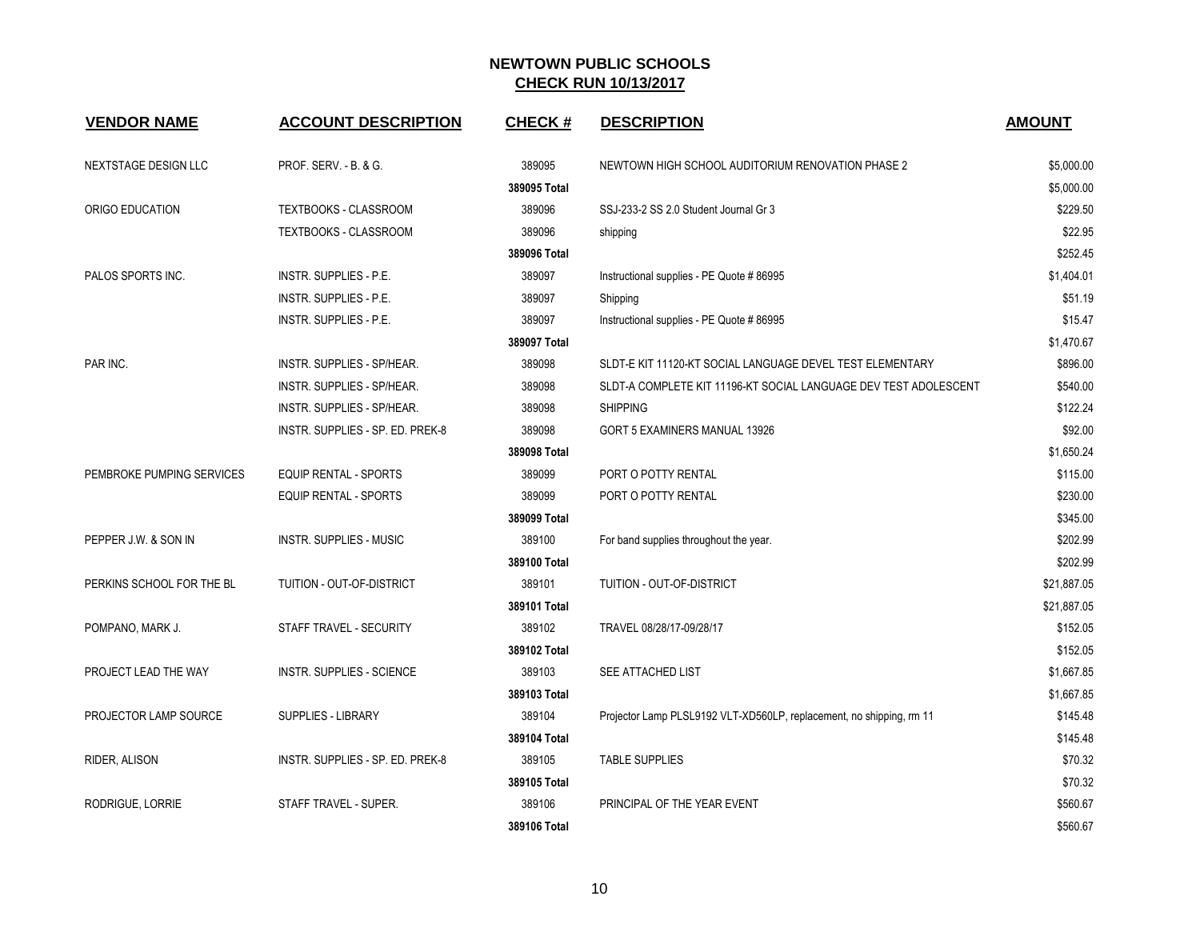# NEWTOWN PUBLIC SCHOOLS

## CHECK RUN 10/13/2017

| VENDOR NAME | ACCOUNT DESCRIPTION | CHECK # | DESCRIPTION | AMOUNT |
|---|---|---|---|---|
| NEXTSTAGE DESIGN LLC | PROF. SERV. - B. & G. | 389095 | NEWTOWN HIGH SCHOOL AUDITORIUM RENOVATION PHASE 2 | $5,000.00 |
| | | **389095 Total** | | $5,000.00 |
| ORIGO EDUCATION | TEXTBOOKS - CLASSROOM | 389096 | SSJ-233-2 SS 2.0 Student Journal Gr 3 | $229.50 |
| | TEXTBOOKS - CLASSROOM | 389096 | shipping | $22.95 |
| | | **389096 Total** | | $252.45 |
| PALOS SPORTS INC. | INSTR. SUPPLIES - P.E. | 389097 | Instructional supplies - PE Quote # 86995 | $1,404.01 |
| | INSTR. SUPPLIES - P.E. | 389097 | Shipping | $51.19 |
| | INSTR. SUPPLIES - P.E. | 389097 | Instructional supplies - PE Quote # 86995 | $15.47 |
| | | **389097 Total** | | $1,470.67 |
| PAR INC. | INSTR. SUPPLIES - SP/HEAR. | 389098 | SLDT-E KIT 11120-KT SOCIAL LANGUAGE DEVEL TEST ELEMENTARY | $896.00 |
| | INSTR. SUPPLIES - SP/HEAR. | 389098 | SLDT-A COMPLETE KIT 11196-KT SOCIAL LANGUAGE DEV TEST ADOLESCENT | $540.00 |
| | INSTR. SUPPLIES - SP/HEAR. | 389098 | SHIPPING | $122.24 |
| | INSTR. SUPPLIES - SP. ED. PREK-8 | 389098 | GORT 5 EXAMINERS MANUAL 13926 | $92.00 |
| | | **389098 Total** | | $1,650.24 |
| PEMBROKE PUMPING SERVICES | EQUIP RENTAL - SPORTS | 389099 | PORT O POTTY RENTAL | $115.00 |
| | EQUIP RENTAL - SPORTS | 389099 | PORT O POTTY RENTAL | $230.00 |
| | | **389099 Total** | | $345.00 |
| PEPPER J.W. & SON IN | INSTR. SUPPLIES - MUSIC | 389100 | For band supplies throughout the year. | $202.99 |
| | | **389100 Total** | | $202.99 |
| PERKINS SCHOOL FOR THE BL | TUITION - OUT-OF-DISTRICT | 389101 | TUITION - OUT-OF-DISTRICT | $21,887.05 |
| | | **389101 Total** | | $21,887.05 |
| POMPANO, MARK J. | STAFF TRAVEL - SECURITY | 389102 | TRAVEL 08/28/17-09/28/17 | $152.05 |
| | | **389102 Total** | | $152.05 |
| PROJECT LEAD THE WAY | INSTR. SUPPLIES - SCIENCE | 389103 | SEE ATTACHED LIST | $1,667.85 |
| | | **389103 Total** | | $1,667.85 |
| PROJECTOR LAMP SOURCE | SUPPLIES - LIBRARY | 389104 | Projector Lamp PLSL9192 VLT-XD560LP, replacement, no shipping, rm 11 | $145.48 |
| | | **389104 Total** | | $145.48 |
| RIDER, ALISON | INSTR. SUPPLIES - SP. ED. PREK-8 | 389105 | TABLE SUPPLIES | $70.32 |
| | | **389105 Total** | | $70.32 |
| RODRIGUE, LORRIE | STAFF TRAVEL - SUPER. | 389106 | PRINCIPAL OF THE YEAR EVENT | $560.67 |
| | | **389106 Total** | | $560.67 |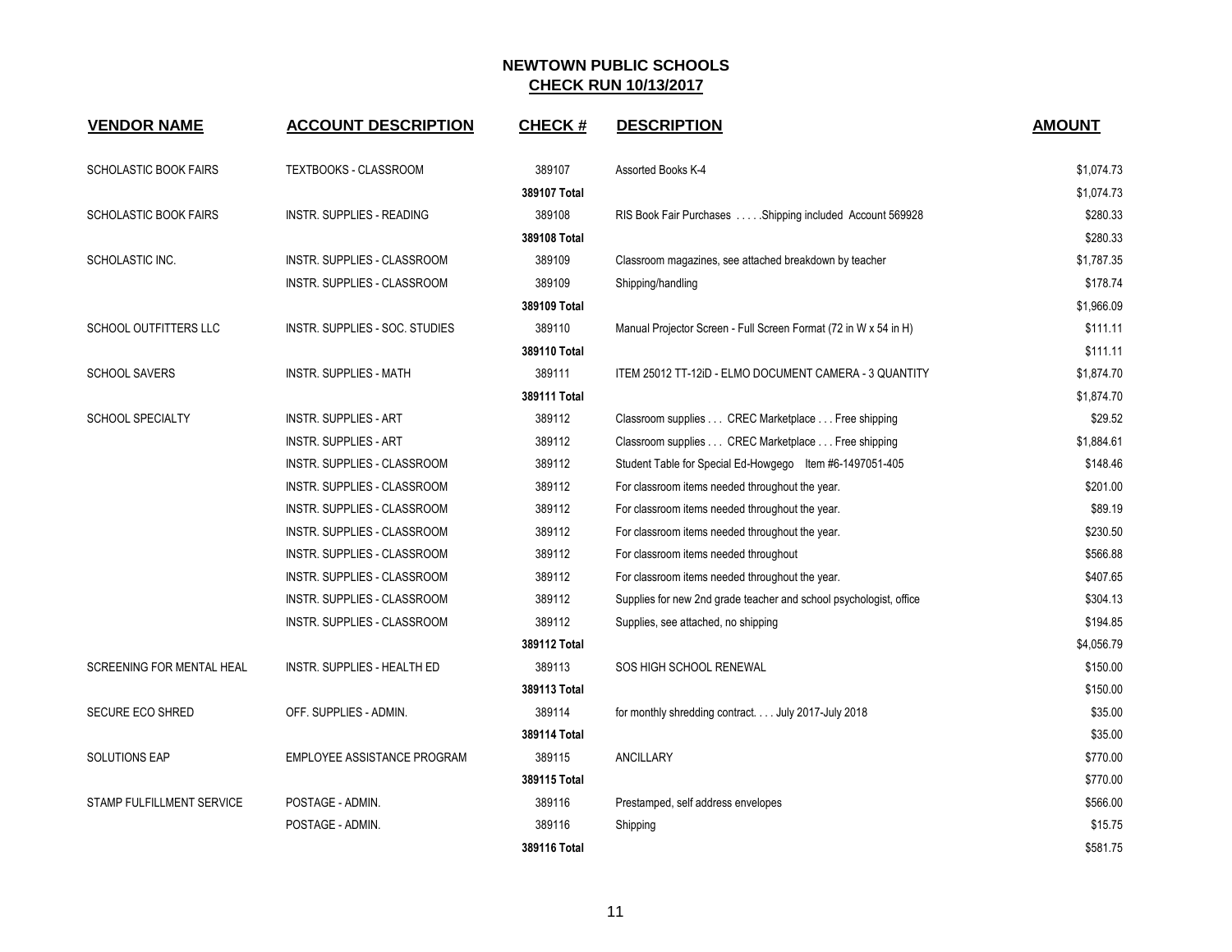# NEWTOWN PUBLIC SCHOOLS

## CHECK RUN 10/13/2017

| VENDOR NAME | ACCOUNT DESCRIPTION | CHECK # | DESCRIPTION | AMOUNT |
|---|---|---|---|---|
| SCHOLASTIC BOOK FAIRS | TEXTBOOKS - CLASSROOM | 389107 | Assorted Books K-4 | $1,074.73 |
| | | **389107 Total** | | $1,074.73 |
| SCHOLASTIC BOOK FAIRS | INSTR. SUPPLIES - READING | 389108 | RIS Book Fair Purchases . . . . .Shipping included Account 569928 | $280.33 |
| | | **389108 Total** | | $280.33 |
| SCHOLASTIC INC. | INSTR. SUPPLIES - CLASSROOM | 389109 | Classroom magazines, see attached breakdown by teacher | $1,787.35 |
| | INSTR. SUPPLIES - CLASSROOM | 389109 | Shipping/handling | $178.74 |
| | | **389109 Total** | | $1,966.09 |
| SCHOOL OUTFITTERS LLC | INSTR. SUPPLIES - SOC. STUDIES | 389110 | Manual Projector Screen - Full Screen Format (72 in W x 54 in H) | $111.11 |
| | | **389110 Total** | | $111.11 |
| SCHOOL SAVERS | INSTR. SUPPLIES - MATH | 389111 | ITEM 25012 TT-12iD - ELMO DOCUMENT CAMERA - 3 QUANTITY | $1,874.70 |
| | | **389111 Total** | | $1,874.70 |
| SCHOOL SPECIALTY | INSTR. SUPPLIES - ART | 389112 | Classroom supplies . . . CREC Marketplace . . . Free shipping | $29.52 |
| | INSTR. SUPPLIES - ART | 389112 | Classroom supplies . . . CREC Marketplace . . . Free shipping | $1,884.61 |
| | INSTR. SUPPLIES - CLASSROOM | 389112 | Student Table for Special Ed-Howgego Item #6-1497051-405 | $148.46 |
| | INSTR. SUPPLIES - CLASSROOM | 389112 | For classroom items needed throughout the year. | $201.00 |
| | INSTR. SUPPLIES - CLASSROOM | 389112 | For classroom items needed throughout the year. | $89.19 |
| | INSTR. SUPPLIES - CLASSROOM | 389112 | For classroom items needed throughout the year. | $230.50 |
| | INSTR. SUPPLIES - CLASSROOM | 389112 | For classroom items needed throughout | $566.88 |
| | INSTR. SUPPLIES - CLASSROOM | 389112 | For classroom items needed throughout the year. | $407.65 |
| | INSTR. SUPPLIES - CLASSROOM | 389112 | Supplies for new 2nd grade teacher and school psychologist, office | $304.13 |
| | INSTR. SUPPLIES - CLASSROOM | 389112 | Supplies, see attached, no shipping | $194.85 |
| | | **389112 Total** | | $4,056.79 |
| SCREENING FOR MENTAL HEAL | INSTR. SUPPLIES - HEALTH ED | 389113 | SOS HIGH SCHOOL RENEWAL | $150.00 |
| | | **389113 Total** | | $150.00 |
| SECURE ECO SHRED | OFF. SUPPLIES - ADMIN. | 389114 | for monthly shredding contract. . . . July 2017-July 2018 | $35.00 |
| | | **389114 Total** | | $35.00 |
| SOLUTIONS EAP | EMPLOYEE ASSISTANCE PROGRAM | 389115 | ANCILLARY | $770.00 |
| | | **389115 Total** | | $770.00 |
| STAMP FULFILLMENT SERVICE | POSTAGE - ADMIN. | 389116 | Prestamped, self address envelopes | $566.00 |
| | POSTAGE - ADMIN. | 389116 | Shipping | $15.75 |
| | | **389116 Total** | | $581.75 |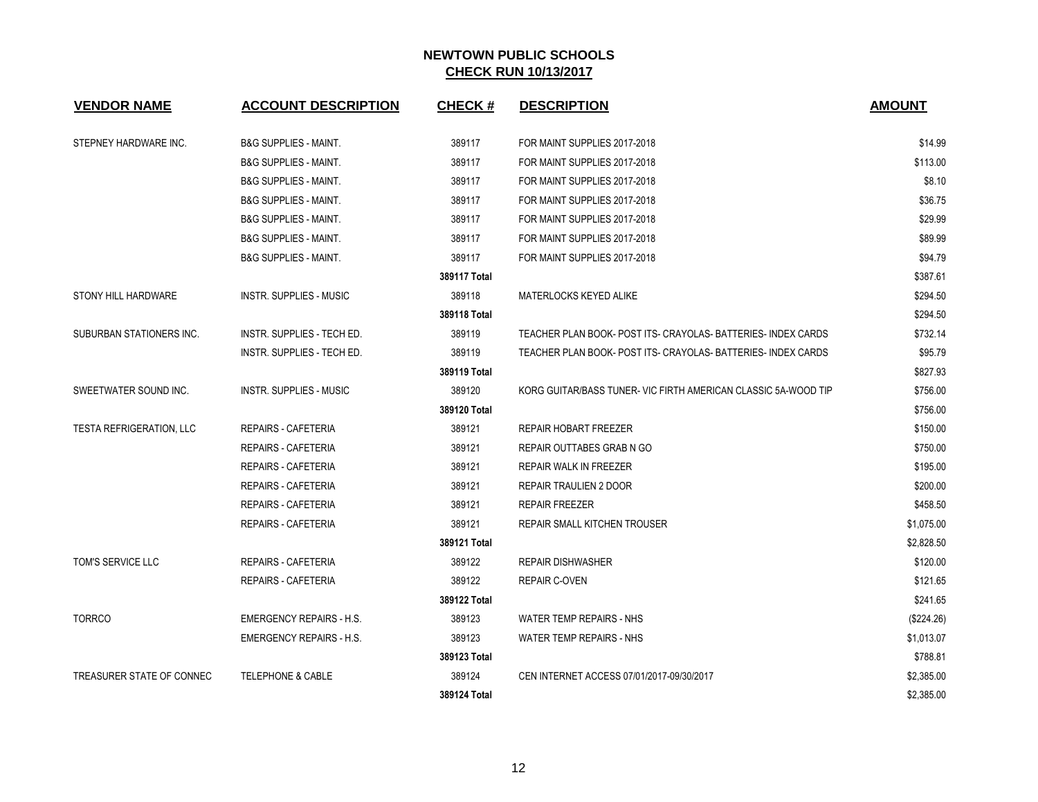# NEWTOWN PUBLIC SCHOOLS

## CHECK RUN 10/13/2017

| VENDOR NAME | ACCOUNT DESCRIPTION | CHECK # | DESCRIPTION | AMOUNT |
|---|---|---|---|---|
| STEPNEY HARDWARE INC. | B&G SUPPLIES - MAINT. | 389117 | FOR MAINT SUPPLIES 2017-2018 | $14.99 |
| | B&G SUPPLIES - MAINT. | 389117 | FOR MAINT SUPPLIES 2017-2018 | $113.00 |
| | B&G SUPPLIES - MAINT. | 389117 | FOR MAINT SUPPLIES 2017-2018 | $8.10 |
| | B&G SUPPLIES - MAINT. | 389117 | FOR MAINT SUPPLIES 2017-2018 | $36.75 |
| | B&G SUPPLIES - MAINT. | 389117 | FOR MAINT SUPPLIES 2017-2018 | $29.99 |
| | B&G SUPPLIES - MAINT. | 389117 | FOR MAINT SUPPLIES 2017-2018 | $89.99 |
| | B&G SUPPLIES - MAINT. | 389117 | FOR MAINT SUPPLIES 2017-2018 | $94.79 |
| | | **389117 Total** | | $387.61 |
| STONY HILL HARDWARE | INSTR. SUPPLIES - MUSIC | 389118 | MATERLOCKS KEYED ALIKE | $294.50 |
| | | **389118 Total** | | $294.50 |
| SUBURBAN STATIONERS INC. | INSTR. SUPPLIES - TECH ED. | 389119 | TEACHER PLAN BOOK- POST ITS- CRAYOLAS- BATTERIES- INDEX CARDS | $732.14 |
| | INSTR. SUPPLIES - TECH ED. | 389119 | TEACHER PLAN BOOK- POST ITS- CRAYOLAS- BATTERIES- INDEX CARDS | $95.79 |
| | | **389119 Total** | | $827.93 |
| SWEETWATER SOUND INC. | INSTR. SUPPLIES - MUSIC | 389120 | KORG GUITAR/BASS TUNER- VIC FIRTH AMERICAN CLASSIC 5A-WOOD TIP | $756.00 |
| | | **389120 Total** | | $756.00 |
| TESTA REFRIGERATION, LLC | REPAIRS - CAFETERIA | 389121 | REPAIR HOBART FREEZER | $150.00 |
| | REPAIRS - CAFETERIA | 389121 | REPAIR OUTTABES GRAB N GO | $750.00 |
| | REPAIRS - CAFETERIA | 389121 | REPAIR WALK IN FREEZER | $195.00 |
| | REPAIRS - CAFETERIA | 389121 | REPAIR TRAULIEN 2 DOOR | $200.00 |
| | REPAIRS - CAFETERIA | 389121 | REPAIR FREEZER | $458.50 |
| | REPAIRS - CAFETERIA | 389121 | REPAIR SMALL KITCHEN TROUSER | $1,075.00 |
| | | **389121 Total** | | $2,828.50 |
| TOM'S SERVICE LLC | REPAIRS - CAFETERIA | 389122 | REPAIR DISHWASHER | $120.00 |
| | REPAIRS - CAFETERIA | 389122 | REPAIR C-OVEN | $121.65 |
| | | **389122 Total** | | $241.65 |
| TORRCO | EMERGENCY REPAIRS - H.S. | 389123 | WATER TEMP REPAIRS - NHS | ($224.26) |
| | EMERGENCY REPAIRS - H.S. | 389123 | WATER TEMP REPAIRS - NHS | $1,013.07 |
| | | **389123 Total** | | $788.81 |
| TREASURER STATE OF CONNEC | TELEPHONE & CABLE | 389124 | CEN INTERNET ACCESS 07/01/2017-09/30/2017 | $2,385.00 |
| | | **389124 Total** | | $2,385.00 |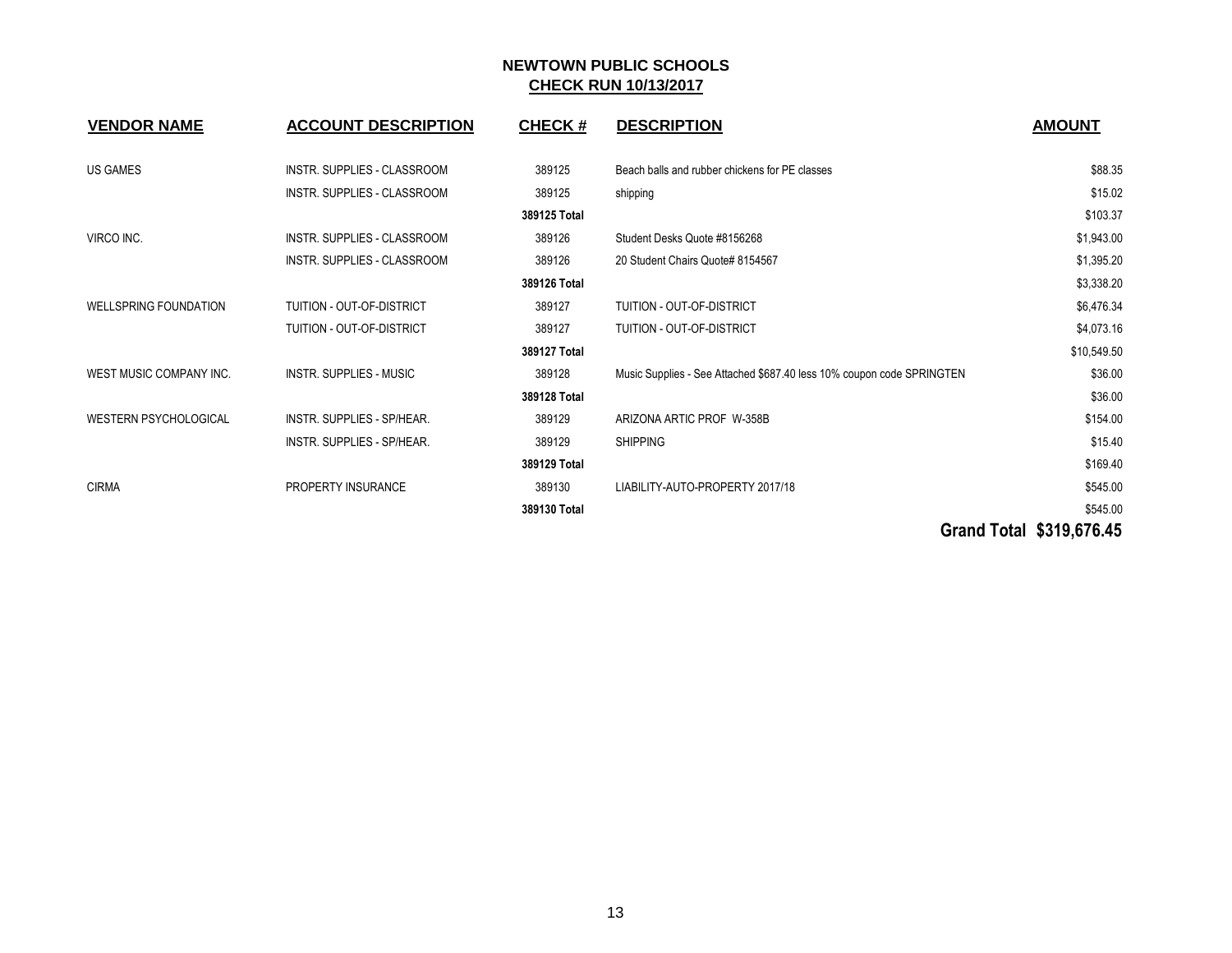# NEWTOWN PUBLIC SCHOOLS

## CHECK RUN 10/13/2017

| VENDOR NAME | ACCOUNT DESCRIPTION | CHECK # | DESCRIPTION | AMOUNT |
|---|---|---|---|---|
| US GAMES | INSTR. SUPPLIES - CLASSROOM | 389125 | Beach balls and rubber chickens for PE classes | $88.35 |
| | INSTR. SUPPLIES - CLASSROOM | 389125 | shipping | $15.02 |
| | | **389125 Total** | | $103.37 |
| VIRCO INC. | INSTR. SUPPLIES - CLASSROOM | 389126 | Student Desks Quote #8156268 | $1,943.00 |
| | INSTR. SUPPLIES - CLASSROOM | 389126 | 20 Student Chairs Quote# 8154567 | $1,395.20 |
| | | **389126 Total** | | $3,338.20 |
| WELLSPRING FOUNDATION | TUITION - OUT-OF-DISTRICT | 389127 | TUITION - OUT-OF-DISTRICT | $6,476.34 |
| | TUITION - OUT-OF-DISTRICT | 389127 | TUITION - OUT-OF-DISTRICT | $4,073.16 |
| | | **389127 Total** | | $10,549.50 |
| WEST MUSIC COMPANY INC. | INSTR. SUPPLIES - MUSIC | 389128 | Music Supplies - See Attached $687.40 less 10% coupon code SPRINGTEN | $36.00 |
| | | **389128 Total** | | $36.00 |
| WESTERN PSYCHOLOGICAL | INSTR. SUPPLIES - SP/HEAR. | 389129 | ARIZONA ARTIC PROF W-358B | $154.00 |
| | INSTR. SUPPLIES - SP/HEAR. | 389129 | SHIPPING | $15.40 |
| | | **389129 Total** | | $169.40 |
| CIRMA | PROPERTY INSURANCE | 389130 | LIABILITY-AUTO-PROPERTY 2017/18 | $545.00 |
| | | **389130 Total** | | $545.00 |
| | | | **Grand Total** | **$319,676.45** |